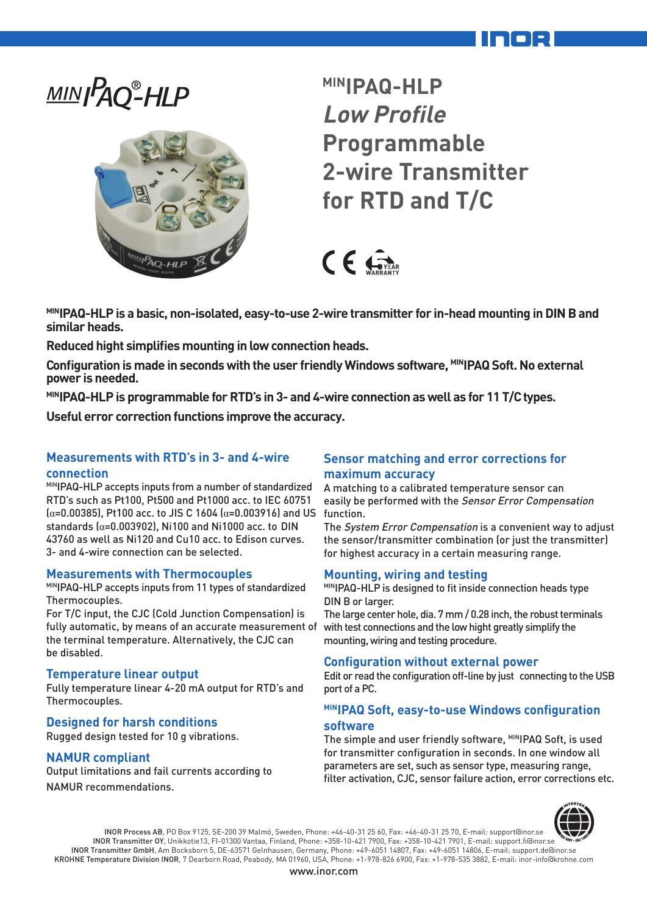# MINIPAQ-HLP Low Profile Programmable 2-wire Transmitter for RTD and T/C

**MINIPAQ-HLP is a basic, non-isolated, easy-to-use 2-wire transmitter for in-head mounting in DIN B and similar heads.**

**Reduced hight simplifies mounting in low connection heads.**

**Configuration is made in seconds with the user friendly Windows software, MINIPAQ Soft. No external power is needed.**

**MINIPAQ-HLP is programmable for RTD's in 3- and 4-wire connection as well as for 11 T/C types.**

**Useful error correction functions improve the accuracy.**

## Measurements with RTD's in 3- and 4-wire connection

MINIPAQ-HLP accepts inputs from a number of standardized RTD's such as Pt100, Pt500 and Pt1000 acc. to IEC 60751 ($\alpha$=0.00385), Pt100 acc. to JIS C 1604 ($\alpha$=0.003916) and US standards ($\alpha$=0.003902), Ni100 and Ni1000 acc. to DIN 43760 as well as Ni120 and Cu10 acc. to Edison curves. 3- and 4-wire connection can be selected.

## Measurements with Thermocouples

MINIPAQ-HLP accepts inputs from 11 types of standardized Thermocouples.
For T/C input, the CJC (Cold Junction Compensation) is fully automatic, by means of an accurate measurement of the terminal temperature. Alternatively, the CJC can be disabled.

## Temperature linear output

Fully temperature linear 4-20 mA output for RTD's and Thermocouples.

## Designed for harsh conditions

Rugged design tested for 10 g vibrations.

## NAMUR compliant

Output limitations and fail currents according to NAMUR recommendations.

## Sensor matching and error corrections for maximum accuracy

A matching to a calibrated temperature sensor can easily be performed with the *Sensor Error Compensation* function.
The *System Error Compensation* is a convenient way to adjust the sensor/transmitter combination (or just the transmitter) for highest accuracy in a certain measuring range.

## Mounting, wiring and testing

MINIPAQ-HLP is designed to fit inside connection heads type DIN B or larger.
The large center hole, dia. 7 mm / 0.28 inch, the robust terminals with test connections and the low hight greatly simplify the mounting, wiring and testing procedure.

## Configuration without external power

Edit or read the configuration off-line by just connecting to the USB port of a PC.

## MINIPAQ Soft, easy-to-use Windows configuration software

The simple and user friendly software, MINIPAQ Soft, is used for transmitter configuration in seconds. In one window all parameters are set, such as sensor type, measuring range, filter activation, CJC, sensor failure action, error corrections etc.

**INOR Process AB**, PO Box 9125, SE-200 39 Malmö, Sweden, Phone: +46-40-31 25 60, Fax: +46-40-31 25 70, E-mail: support@inor.se
**INOR Transmitter OY**, Unikkotie13, FI-01300 Vantaa, Finland, Phone: +358-10-421 7900, Fax: +358-10-421 7901, E-mail: support.fi@inor.se
**INOR Transmitter GmbH**, Am Bocksborn 5, DE-63571 Gelnhausen, Germany, Phone: +49-6051 14807, Fax: +49-6051 14806, E-mail: support.de@inor.se
**KROHNE Temperature Division INOR**, 7 Dearborn Road, Peabody, MA 01960, USA, Phone: +1-978-826 6900, Fax: +1-978-535 3882, E-mail: inor-info@krohne.com
www.inor.com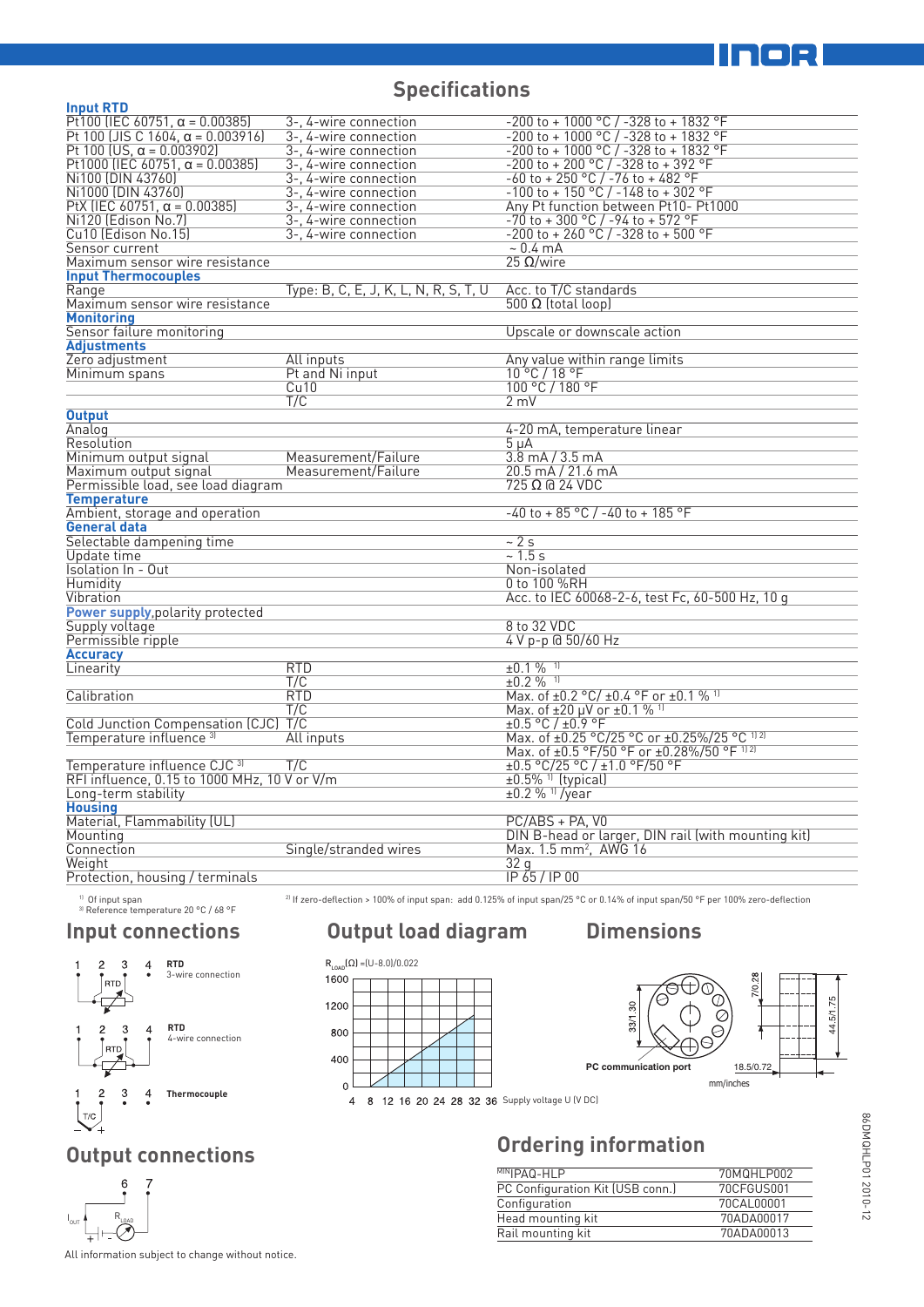# Specifications

| | | |
|---|---|---|
| **Input RTD** | | |
| Pt100 (IEC 60751, α = 0.00385) | 3-, 4-wire connection | -200 to + 1000 °C / -328 to + 1832 °F |
| Pt 100 (JIS C 1604, α = 0.003916) | 3-, 4-wire connection | -200 to + 1000 °C / -328 to + 1832 °F |
| Pt 100 (US, α = 0.003902) | 3-, 4-wire connection | -200 to + 1000 °C / -328 to + 1832 °F |
| Pt1000 (IEC 60751, α = 0.00385) | 3-, 4-wire connection | -200 to + 200 °C / -328 to + 392 °F |
| Ni100 (DIN 43760) | 3-, 4-wire connection | -60 to + 250 °C / -76 to + 482 °F |
| Ni1000 (DIN 43760) | 3-, 4-wire connection | -100 to + 150 °C / -148 to + 302 °F |
| PtX (IEC 60751, α = 0.00385) | 3-, 4-wire connection | Any Pt function between Pt10- Pt1000 |
| Ni120 (Edison No.7) | 3-, 4-wire connection | -70 to + 300 °C / -94 to + 572 °F |
| Cu10 (Edison No.15) | 3-, 4-wire connection | -200 to + 260 °C / -328 to + 500 °F |
| Sensor current | | ~ 0.4 mA |
| Maximum sensor wire resistance | | 25 Ω/wire |
| **Input Thermocouples** | | |
| Range | Type: B, C, E, J, K, L, N, R, S, T, U | Acc. to T/C standards |
| Maximum sensor wire resistance | | 500 Ω (total loop) |
| **Monitoring** | | |
| Sensor failure monitoring | | Upscale or downscale action |
| **Adjustments** | | |
| Zero adjustment | All inputs | Any value within range limits |
| Minimum spans | Pt and Ni input | 10 °C / 18 °F |
| | Cu10 | 100 °C / 180 °F |
| | T/C | 2 mV |
| **Output** | | |
| Analog | | 4-20 mA, temperature linear |
| Resolution | | 5 µA |
| Minimum output signal | Measurement/Failure | 3.8 mA / 3.5 mA |
| Maximum output signal | Measurement/Failure | 20.5 mA / 21.6 mA |
| Permissible load, see load diagram | | 725 Ω @ 24 VDC |
| **Temperature** | | |
| Ambient, storage and operation | | -40 to + 85 °C / -40 to + 185 °F |
| **General data** | | |
| Selectable dampening time | | ~ 2 s |
| Update time | | ~ 1.5 s |
| Isolation In - Out | | Non-isolated |
| Humidity | | 0 to 100 %RH |
| Vibration | | Acc. to IEC 60068-2-6, test Fc, 60-500 Hz, 10 g |
| **Power supply**, polarity protected | | |
| Supply voltage | | 8 to 32 VDC |
| Permissible ripple | | 4 V p-p @ 50/60 Hz |
| **Accuracy** | | |
| Linearity | RTD | ±0.1 % [1] |
| | T/C | ±0.2 % [1] |
| Calibration | RTD | Max. of ±0.2 °C/ ±0.4 °F or ±0.1 % [1] |
| | T/C | Max. of ±20 µV or ±0.1 % [1] |
| Cold Junction Compensation (CJC) | T/C | ±0.5 °C / ±0.9 °F |
| Temperature influence [3] | All inputs | Max. of ±0.25 °C/25 °C or ±0.25%/25 °C [1 2] |
| | | Max. of ±0.5 °F/50 °F or ±0.28%/50 °F [1 2] |
| Temperature influence CJC [3] | T/C | ±0.5 °C/25 °C / ±1.0 °F/50 °F |
| RFI influence, 0.15 to 1000 MHz, 10 V or V/m | | ±0.5% [1] (typical) |
| Long-term stability | | ±0.2 % [1] /year |
| **Housing** | | |
| Material, Flammability (UL) | | PC/ABS + PA, V0 |
| Mounting | | DIN B-head or larger, DIN rail (with mounting kit) |
| Connection | Single/stranded wires | Max. 1.5 mm², AWG 16 |
| Weight | | 32 g |
| Protection, housing / terminals | | IP 65 / IP 00 |

[1] Of input span
[3] Reference temperature 20 °C / 68 °F
[2] If zero-deflection > 100% of input span: add 0.125% of input span/25 °C or 0.14% of input span/50 °F per 100% zero-deflection

## Input connections

1 2 3 4 RTD
3-wire connection

1 2 3 4 RTD
4-wire connection

1 2 3 4 Thermocouple

## Output load diagram

$R_{LOAD}[\Omega] = (U-8.0)/0.022$

1600
1200
800
400
0
4 8 12 16 20 24 28 32 36 Supply voltage U (V DC)

## Dimensions

33/1.30
7/0.28
44.5/1.75
18.5/0.72
PC communication port
mm/inches

## Output connections

6 7
$I_{OUT}$ $R_{LOAD}$

## Ordering information

| | |
|---|---|
| MINIPAQ-HLP | 70MQHLP002 |
| PC Configuration Kit (USB conn.) | 70CFGUS001 |
| Configuration | 70CAL00001 |
| Head mounting kit | 70ADA00017 |
| Rail mounting kit | 70ADA00013 |

All information subject to change without notice.

86DMQHLP01 2010-12